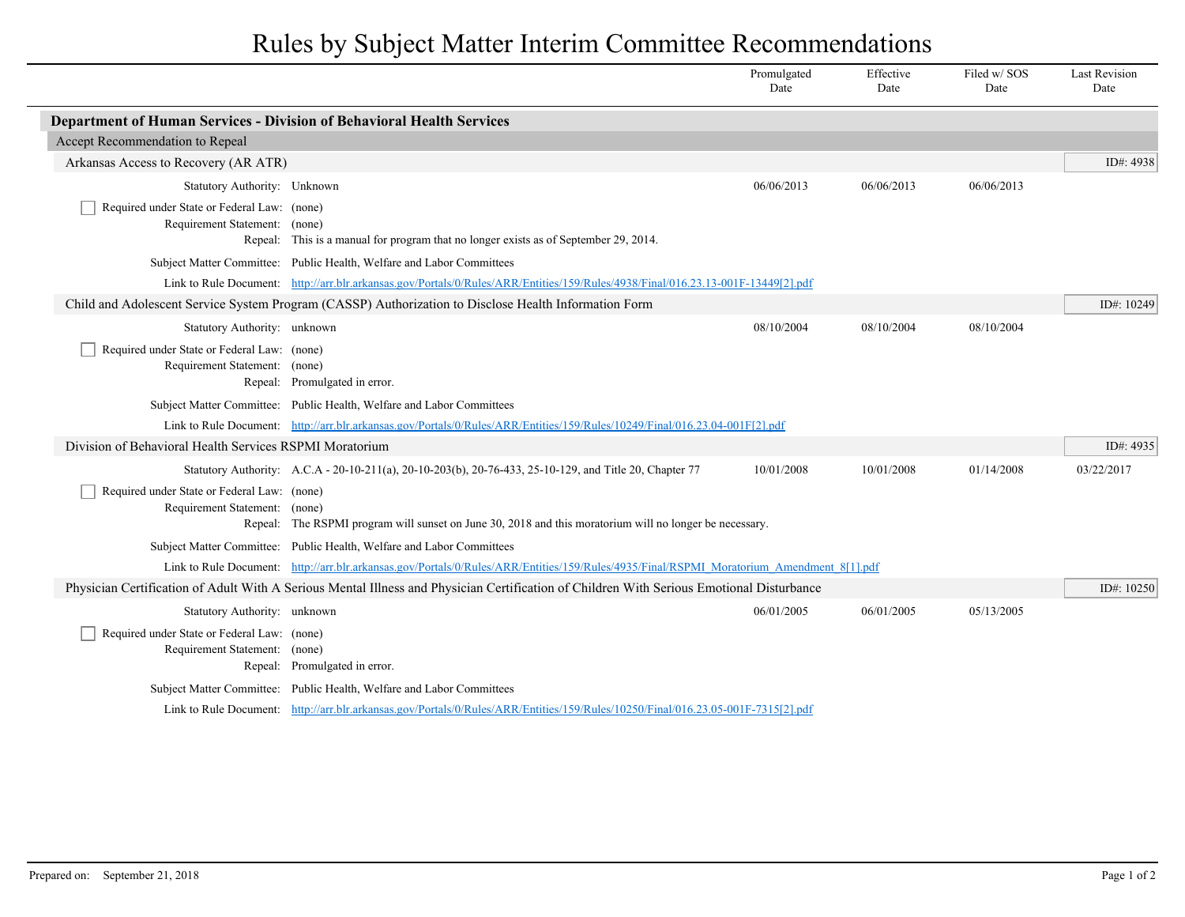# Rules by Subject Matter Interim Committee Recommendations

| | Promulgated Date | Effective Date | Filed w/ SOS Date | Last Revision Date |
|---|---|---|---|---|

## Department of Human Services - Division of Behavioral Health Services

### Accept Recommendation to Repeal

#### Arkansas Access to Recovery (AR ATR)

ID#: 4938

| | Promulgated Date | Effective Date | Filed w/ SOS Date | Last Revision Date |
|---|---|---|---|---|
| Statutory Authority: Unknown | 06/06/2013 | 06/06/2013 | 06/06/2013 | |

- [ ] Required under State or Federal Law: (none)

Requirement Statement: (none)

Repeal: This is a manual for program that no longer exists as of September 29, 2014.

Subject Matter Committee: Public Health, Welfare and Labor Committees

Link to Rule Document: http://arr.blr.arkansas.gov/Portals/0/Rules/ARR/Entities/159/Rules/4938/Final/016.23.13-001F-13449[2].pdf

#### Child and Adolescent Service System Program (CASSP) Authorization to Disclose Health Information Form

ID#: 10249

| | Promulgated Date | Effective Date | Filed w/ SOS Date | Last Revision Date |
|---|---|---|---|---|
| Statutory Authority: unknown | 08/10/2004 | 08/10/2004 | 08/10/2004 | |

- [ ] Required under State or Federal Law: (none)

Requirement Statement: (none)

Repeal: Promulgated in error.

Subject Matter Committee: Public Health, Welfare and Labor Committees

Link to Rule Document: http://arr.blr.arkansas.gov/Portals/0/Rules/ARR/Entities/159/Rules/10249/Final/016.23.04-001F[2].pdf

#### Division of Behavioral Health Services RSPMI Moratorium

ID#: 4935

| | Promulgated Date | Effective Date | Filed w/ SOS Date | Last Revision Date |
|---|---|---|---|---|
| Statutory Authority: A.C.A - 20-10-211(a), 20-10-203(b), 20-76-433, 25-10-129, and Title 20, Chapter 77 | 10/01/2008 | 10/01/2008 | 01/14/2008 | 03/22/2017 |

- [ ] Required under State or Federal Law: (none)

Requirement Statement: (none)

Repeal: The RSPMI program will sunset on June 30, 2018 and this moratorium will no longer be necessary.

Subject Matter Committee: Public Health, Welfare and Labor Committees

Link to Rule Document: http://arr.blr.arkansas.gov/Portals/0/Rules/ARR/Entities/159/Rules/4935/Final/RSPMI_Moratorium_Amendment_8[1].pdf

#### Physician Certification of Adult With A Serious Mental Illness and Physician Certification of Children With Serious Emotional Disturbance

ID#: 10250

| | Promulgated Date | Effective Date | Filed w/ SOS Date | Last Revision Date |
|---|---|---|---|---|
| Statutory Authority: unknown | 06/01/2005 | 06/01/2005 | 05/13/2005 | |

- [ ] Required under State or Federal Law: (none)

Requirement Statement: (none)

Repeal: Promulgated in error.

Subject Matter Committee: Public Health, Welfare and Labor Committees

Link to Rule Document: http://arr.blr.arkansas.gov/Portals/0/Rules/ARR/Entities/159/Rules/10250/Final/016.23.05-001F-7315[2].pdf

Prepared on: September 21, 2018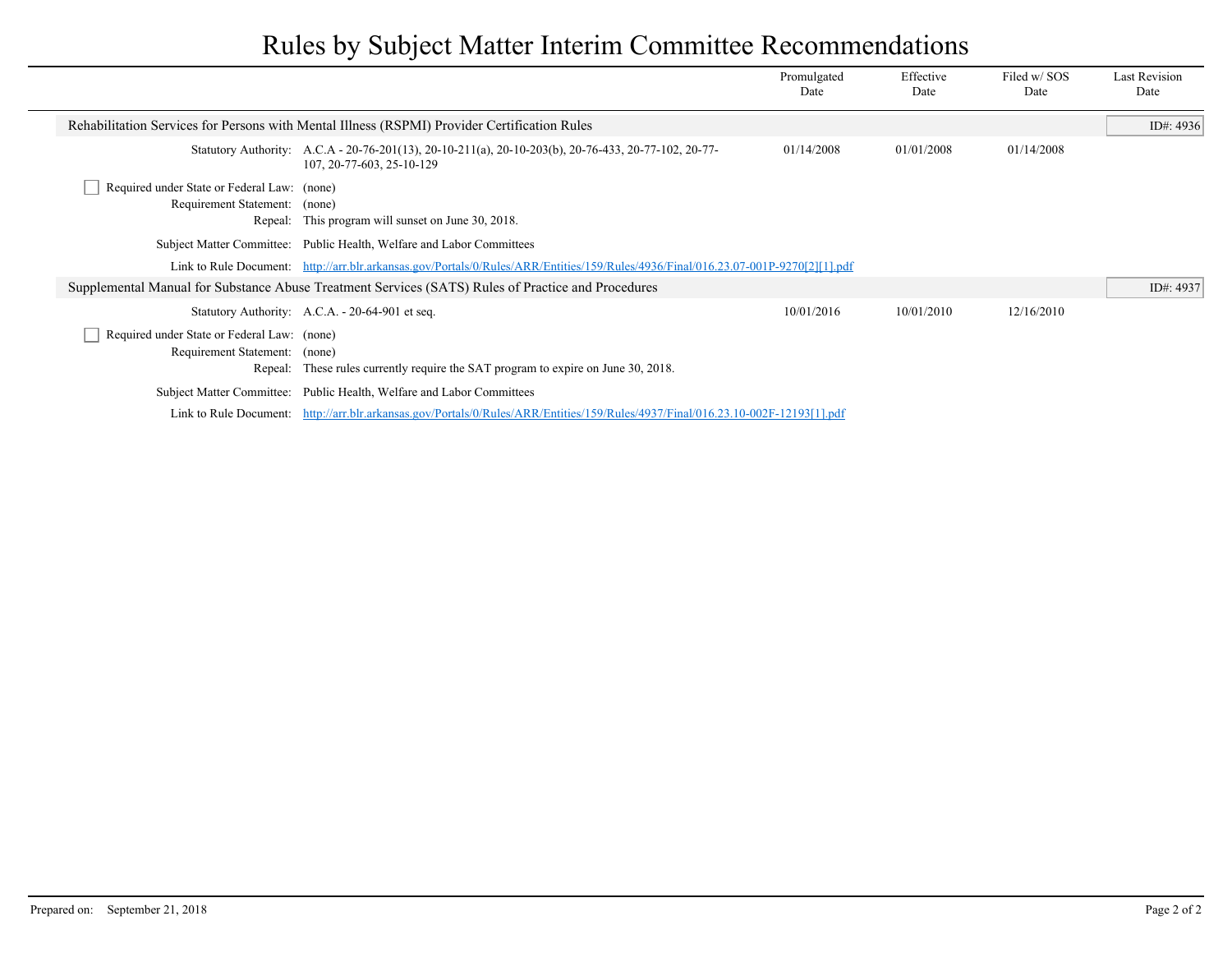# Rules by Subject Matter Interim Committee Recommendations

| | Promulgated Date | Effective Date | Filed w/ SOS Date | Last Revision Date |
|---|---|---|---|---|

## Rehabilitation Services for Persons with Mental Illness (RSPMI) Provider Certification Rules

ID#: 4936

| | | Promulgated Date | Effective Date | Filed w/ SOS Date | Last Revision Date |
|---|---|---|---|---|---|
| Statutory Authority: | A.C.A - 20-76-201(13), 20-10-211(a), 20-10-203(b), 20-76-433, 20-77-102, 20-77-107, 20-77-603, 25-10-129 | 01/14/2008 | 01/01/2008 | 01/14/2008 | |

- [ ] Required under State or Federal Law: (none)

Requirement Statement: (none)

Repeal: This program will sunset on June 30, 2018.

Subject Matter Committee: Public Health, Welfare and Labor Committees

Link to Rule Document: http://arr.blr.arkansas.gov/Portals/0/Rules/ARR/Entities/159/Rules/4936/Final/016.23.07-001P-9270[2][1].pdf

## Supplemental Manual for Substance Abuse Treatment Services (SATS) Rules of Practice and Procedures

ID#: 4937

| | | Promulgated Date | Effective Date | Filed w/ SOS Date | Last Revision Date |
|---|---|---|---|---|---|
| Statutory Authority: | A.C.A. - 20-64-901 et seq. | 10/01/2016 | 10/01/2010 | 12/16/2010 | |

- [ ] Required under State or Federal Law: (none)

Requirement Statement: (none)

Repeal: These rules currently require the SAT program to expire on June 30, 2018.

Subject Matter Committee: Public Health, Welfare and Labor Committees

Link to Rule Document: http://arr.blr.arkansas.gov/Portals/0/Rules/ARR/Entities/159/Rules/4937/Final/016.23.10-002F-12193[1].pdf

Prepared on: September 21, 2018